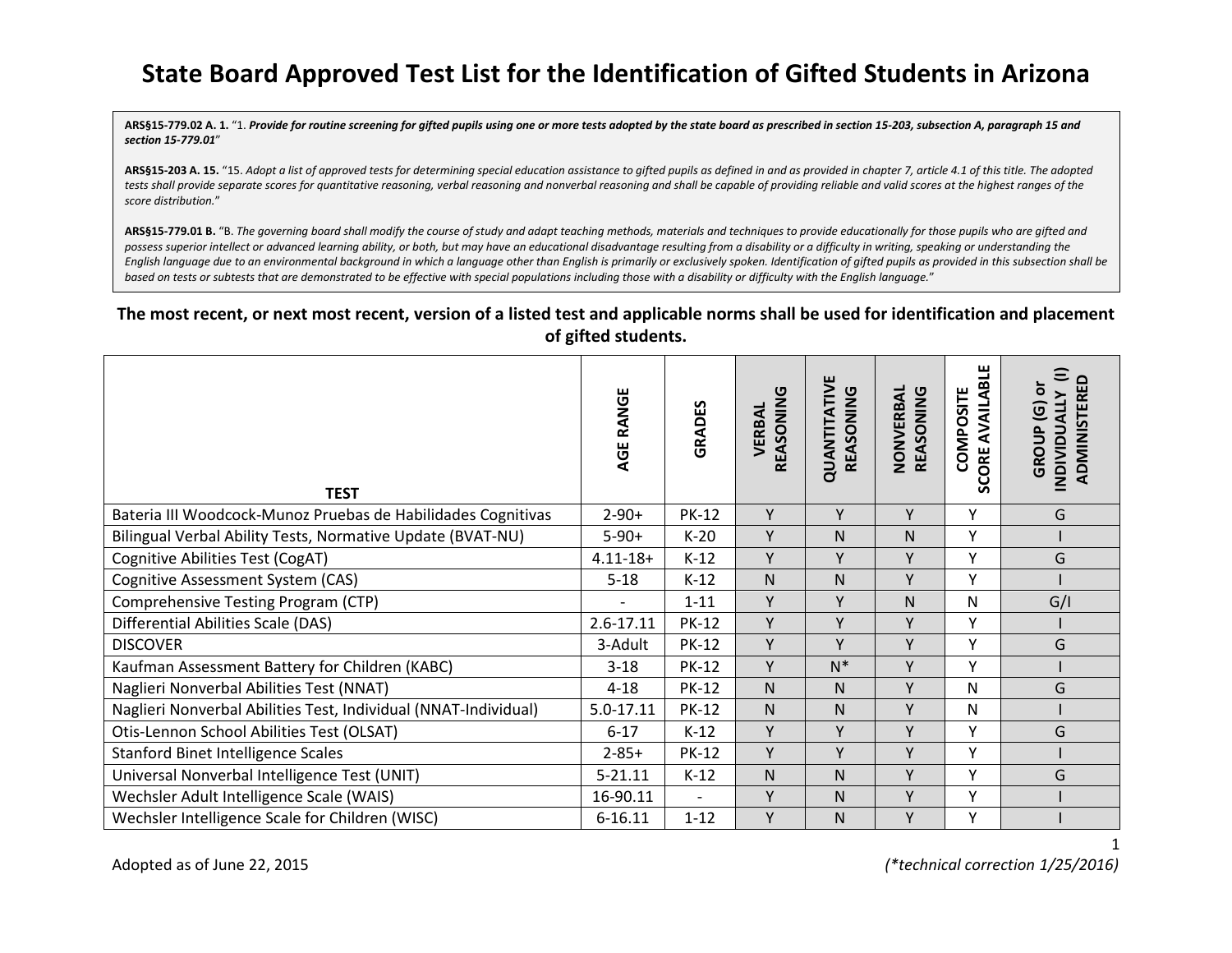# State Board Approved Test List for the Identification of Gifted Students in Arizona

**ARS§15-779.02 A. 1.** "1. ***Provide for routine screening for gifted pupils using one or more tests adopted by the state board as prescribed in section 15-203, subsection A, paragraph 15 and section 15-779.01***"

**ARS§15-203 A. 15.** "15. *Adopt a list of approved tests for determining special education assistance to gifted pupils as defined in and as provided in chapter 7, article 4.1 of this title. The adopted tests shall provide separate scores for quantitative reasoning, verbal reasoning and nonverbal reasoning and shall be capable of providing reliable and valid scores at the highest ranges of the score distribution.*"

**ARS§15-779.01 B.** "B. *The governing board shall modify the course of study and adapt teaching methods, materials and techniques to provide educationally for those pupils who are gifted and possess superior intellect or advanced learning ability, or both, but may have an educational disadvantage resulting from a disability or a difficulty in writing, speaking or understanding the English language due to an environmental background in which a language other than English is primarily or exclusively spoken. Identification of gifted pupils as provided in this subsection shall be based on tests or subtests that are demonstrated to be effective with special populations including those with a disability or difficulty with the English language.*"

**The most recent, or next most recent, version of a listed test and applicable norms shall be used for identification and placement of gifted students.**

| TEST | AGE RANGE | GRADES | VERBAL REASONING | QUANTITATIVE REASONING | NONVERBAL REASONING | COMPOSITE SCORE AVAILABLE | GROUP (G) or INDIVIDUALLY (I) ADMINISTERED |
|---|---|---|---|---|---|---|---|
| Bateria III Woodcock-Munoz Pruebas de Habilidades Cognitivas | 2-90+ | PK-12 | Y | Y | Y | Y | G |
| Bilingual Verbal Ability Tests, Normative Update (BVAT-NU) | 5-90+ | K-20 | Y | N | N | Y | I |
| Cognitive Abilities Test (CogAT) | 4.11-18+ | K-12 | Y | Y | Y | Y | G |
| Cognitive Assessment System (CAS) | 5-18 | K-12 | N | N | Y | Y | I |
| Comprehensive Testing Program (CTP) | - | 1-11 | Y | Y | N | N | G/I |
| Differential Abilities Scale (DAS) | 2.6-17.11 | PK-12 | Y | Y | Y | Y | I |
| DISCOVER | 3-Adult | PK-12 | Y | Y | Y | Y | G |
| Kaufman Assessment Battery for Children (KABC) | 3-18 | PK-12 | Y | N* | Y | Y | I |
| Naglieri Nonverbal Abilities Test (NNAT) | 4-18 | PK-12 | N | N | Y | N | G |
| Naglieri Nonverbal Abilities Test, Individual (NNAT-Individual) | 5.0-17.11 | PK-12 | N | N | Y | N | I |
| Otis-Lennon School Abilities Test (OLSAT) | 6-17 | K-12 | Y | Y | Y | Y | G |
| Stanford Binet Intelligence Scales | 2-85+ | PK-12 | Y | Y | Y | Y | I |
| Universal Nonverbal Intelligence Test (UNIT) | 5-21.11 | K-12 | N | N | Y | Y | G |
| Wechsler Adult Intelligence Scale (WAIS) | 16-90.11 | - | Y | N | Y | Y | I |
| Wechsler Intelligence Scale for Children (WISC) | 6-16.11 | 1-12 | Y | N | Y | Y | I |

Adopted as of June 22, 2015

*(\*technical correction 1/25/2016)*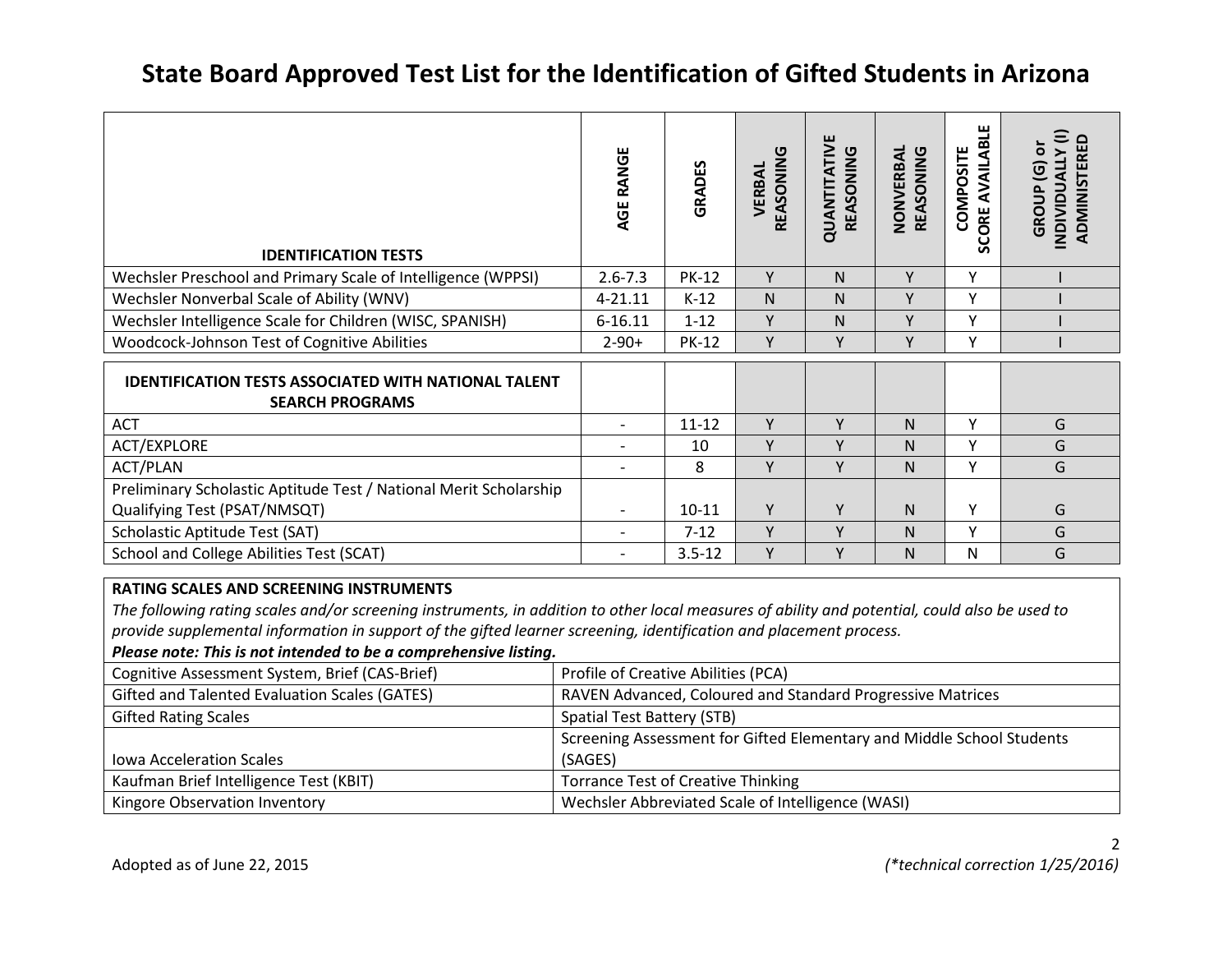# State Board Approved Test List for the Identification of Gifted Students in Arizona

| IDENTIFICATION TESTS | AGE RANGE | GRADES | VERBAL REASONING | QUANTITATIVE REASONING | NONVERBAL REASONING | COMPOSITE SCORE AVAILABLE | GROUP (G) or INDIVIDUALLY (I) ADMINISTERED |
|---|---|---|---|---|---|---|---|
| Wechsler Preschool and Primary Scale of Intelligence (WPPSI) | 2.6-7.3 | PK-12 | Y | N | Y | Y | I |
| Wechsler Nonverbal Scale of Ability (WNV) | 4-21.11 | K-12 | N | N | Y | Y | I |
| Wechsler Intelligence Scale for Children (WISC, SPANISH) | 6-16.11 | 1-12 | Y | N | Y | Y | I |
| Woodcock-Johnson Test of Cognitive Abilities | 2-90+ | PK-12 | Y | Y | Y | Y | I |
| **IDENTIFICATION TESTS ASSOCIATED WITH NATIONAL TALENT SEARCH PROGRAMS** | | | | | | | |
| ACT | - | 11-12 | Y | Y | N | Y | G |
| ACT/EXPLORE | - | 10 | Y | Y | N | Y | G |
| ACT/PLAN | - | 8 | Y | Y | N | Y | G |
| Preliminary Scholastic Aptitude Test / National Merit Scholarship Qualifying Test (PSAT/NMSQT) | - | 10-11 | Y | Y | N | Y | G |
| Scholastic Aptitude Test (SAT) | - | 7-12 | Y | Y | N | Y | G |
| School and College Abilities Test (SCAT) | - | 3.5-12 | Y | Y | N | N | G |

**RATING SCALES AND SCREENING INSTRUMENTS**

*The following rating scales and/or screening instruments, in addition to other local measures of ability and potential, could also be used to provide supplemental information in support of the gifted learner screening, identification and placement process.*

***Please note: This is not intended to be a comprehensive listing.***

| | |
|---|---|
| Cognitive Assessment System, Brief (CAS-Brief) | Profile of Creative Abilities (PCA) |
| Gifted and Talented Evaluation Scales (GATES) | RAVEN Advanced, Coloured and Standard Progressive Matrices |
| Gifted Rating Scales | Spatial Test Battery (STB) |
| Iowa Acceleration Scales | Screening Assessment for Gifted Elementary and Middle School Students (SAGES) |
| Kaufman Brief Intelligence Test (KBIT) | Torrance Test of Creative Thinking |
| Kingore Observation Inventory | Wechsler Abbreviated Scale of Intelligence (WASI) |

Adopted as of June 22, 2015

*(*technical correction 1/25/2016)*